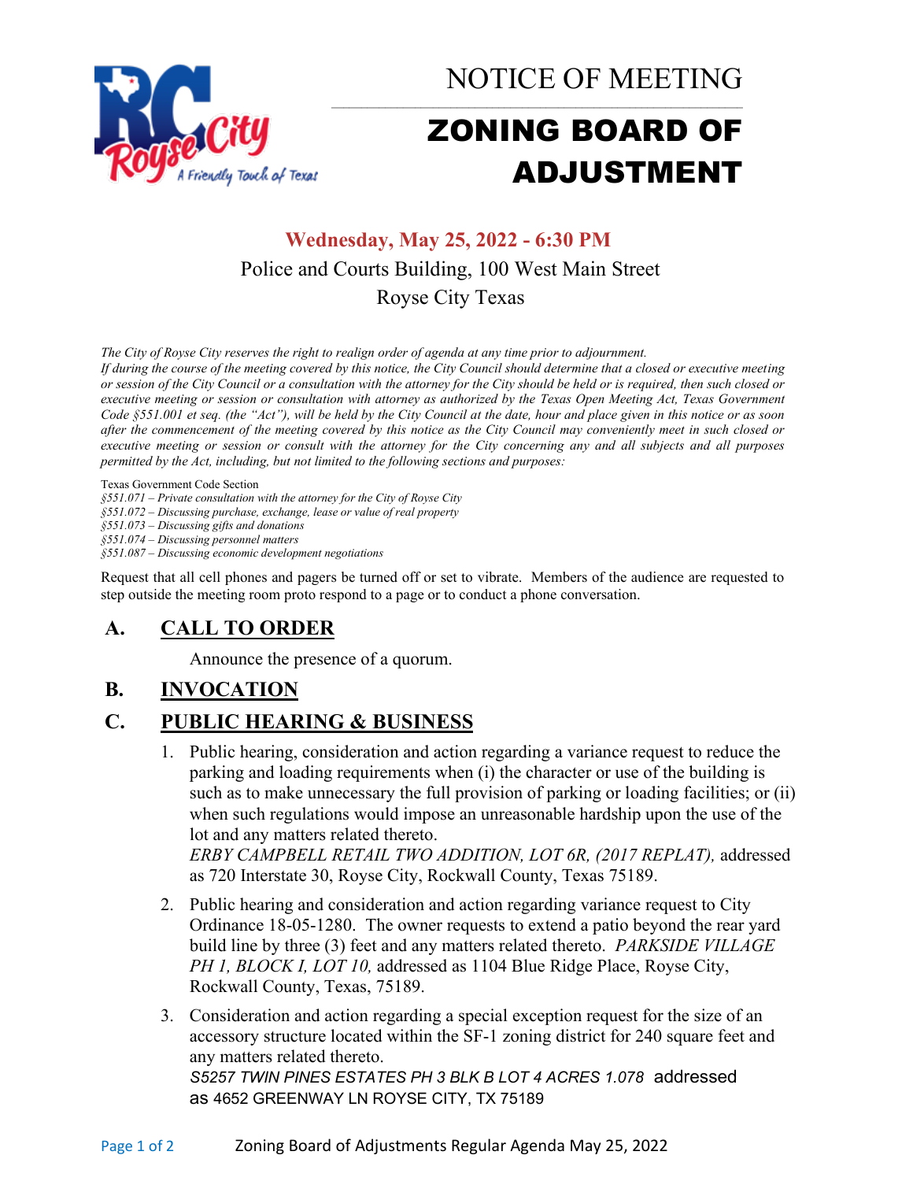# NOTICE OF MEETING

# ZONING BOARD OF ADJUSTMENT

**Wednesday, May 25, 2022 - 6:30 PM**

Police and Courts Building, 100 West Main Street

Royse City Texas

*The City of Royse City reserves the right to realign order of agenda at any time prior to adjournment.*

*If during the course of the meeting covered by this notice, the City Council should determine that a closed or executive meeting or session of the City Council or a consultation with the attorney for the City should be held or is required, then such closed or executive meeting or session or consultation with attorney as authorized by the Texas Open Meeting Act, Texas Government Code §551.001 et seq. (the "Act"), will be held by the City Council at the date, hour and place given in this notice or as soon after the commencement of the meeting covered by this notice as the City Council may conveniently meet in such closed or executive meeting or session or consult with the attorney for the City concerning any and all subjects and all purposes permitted by the Act, including, but not limited to the following sections and purposes:*

Texas Government Code Section

*§551.071 – Private consultation with the attorney for the City of Royse City*
*§551.072 – Discussing purchase, exchange, lease or value of real property*
*§551.073 – Discussing gifts and donations*
*§551.074 – Discussing personnel matters*
*§551.087 – Discussing economic development negotiations*

Request that all cell phones and pagers be turned off or set to vibrate. Members of the audience are requested to step outside the meeting room proto respond to a page or to conduct a phone conversation.

## A. CALL TO ORDER

Announce the presence of a quorum.

## B. INVOCATION

## C. PUBLIC HEARING & BUSINESS

1. Public hearing, consideration and action regarding a variance request to reduce the parking and loading requirements when (i) the character or use of the building is such as to make unnecessary the full provision of parking or loading facilities; or (ii) when such regulations would impose an unreasonable hardship upon the use of the lot and any matters related thereto.
   *ERBY CAMPBELL RETAIL TWO ADDITION, LOT 6R, (2017 REPLAT),* addressed as 720 Interstate 30, Royse City, Rockwall County, Texas 75189.

2. Public hearing and consideration and action regarding variance request to City Ordinance 18-05-1280. The owner requests to extend a patio beyond the rear yard build line by three (3) feet and any matters related thereto. *PARKSIDE VILLAGE PH 1, BLOCK I, LOT 10,* addressed as 1104 Blue Ridge Place, Royse City, Rockwall County, Texas, 75189.

3. Consideration and action regarding a special exception request for the size of an accessory structure located within the SF-1 zoning district for 240 square feet and any matters related thereto.
   *S5257 TWIN PINES ESTATES PH 3 BLK B LOT 4 ACRES 1.078* addressed as 4652 GREENWAY LN ROYSE CITY, TX 75189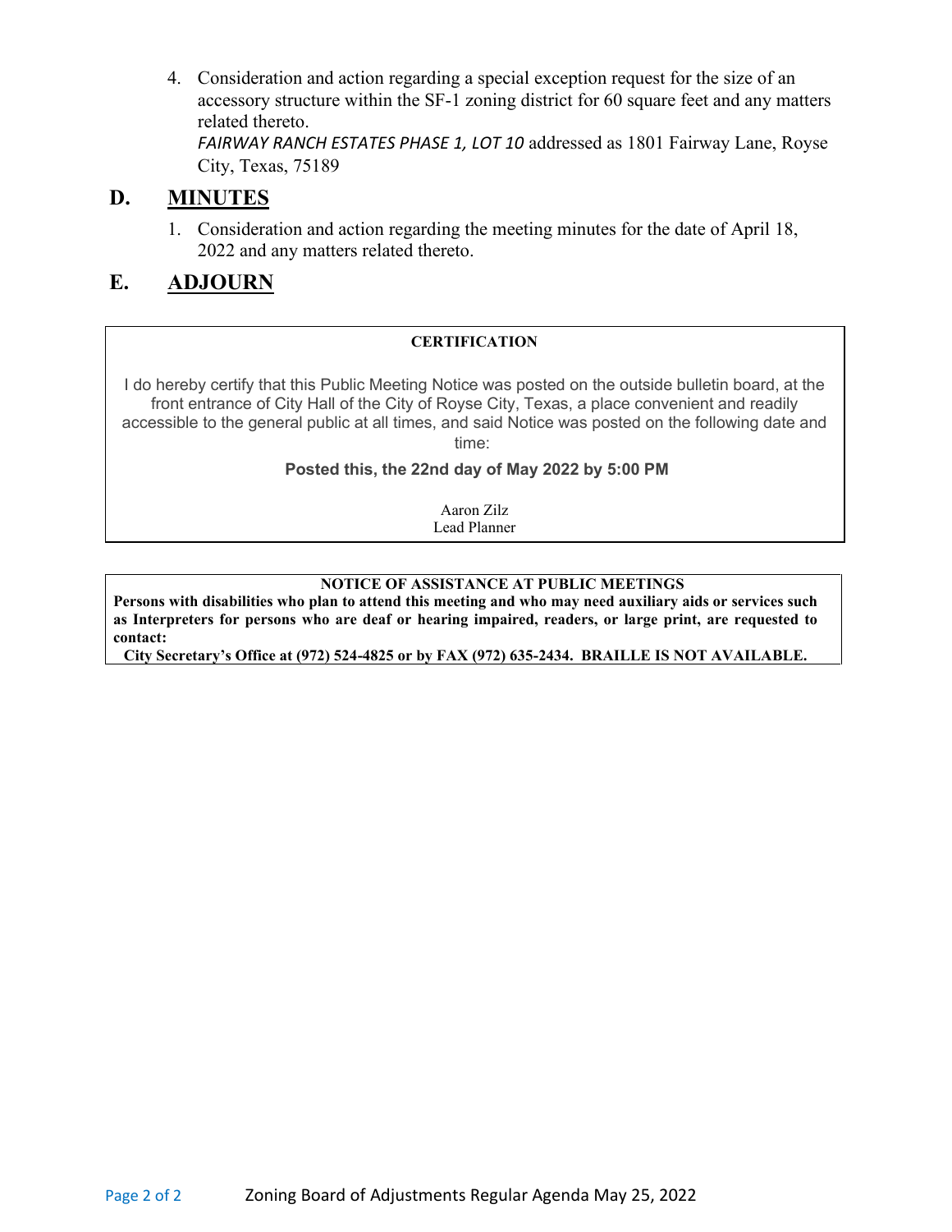4. Consideration and action regarding a special exception request for the size of an accessory structure within the SF-1 zoning district for 60 square feet and any matters related thereto.
   *FAIRWAY RANCH ESTATES PHASE 1, LOT 10* addressed as 1801 Fairway Lane, Royse City, Texas, 75189

## D. MINUTES

1. Consideration and action regarding the meeting minutes for the date of April 18, 2022 and any matters related thereto.

## E. ADJOURN

**CERTIFICATION**

I do hereby certify that this Public Meeting Notice was posted on the outside bulletin board, at the front entrance of City Hall of the City of Royse City, Texas, a place convenient and readily accessible to the general public at all times, and said Notice was posted on the following date and time:

**Posted this, the 22nd day of May 2022 by 5:00 PM**

Aaron Zilz
Lead Planner

**NOTICE OF ASSISTANCE AT PUBLIC MEETINGS**

**Persons with disabilities who plan to attend this meeting and who may need auxiliary aids or services such as Interpreters for persons who are deaf or hearing impaired, readers, or large print, are requested to contact:**

**City Secretary's Office at (972) 524-4825 or by FAX (972) 635-2434. BRAILLE IS NOT AVAILABLE.**